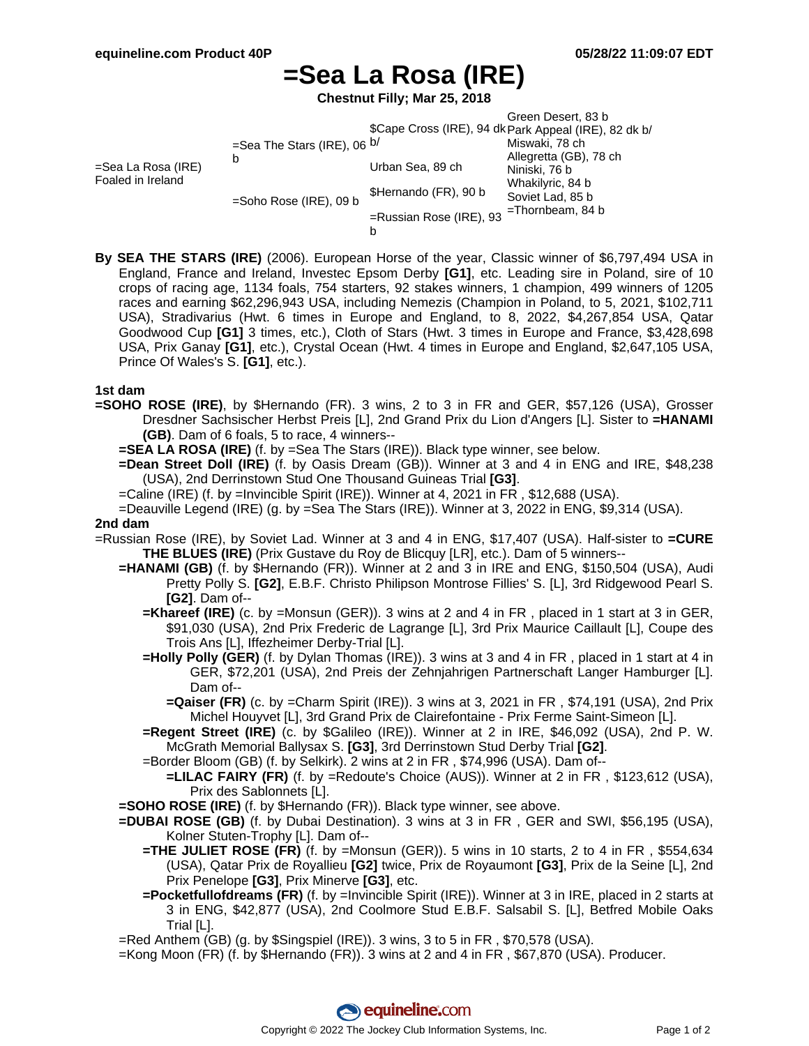# =Sea La Rosa (IRE)

**Chestnut Filly; Mar 25, 2018**

| | | | |
|---|---|---|---|
| =Sea La Rosa (IRE) Foaled in Ireland | =Sea The Stars (IRE), 06 b | $Cape Cross (IRE), 94 dk b/ | Green Desert, 83 b |
| | | | Park Appeal (IRE), 82 dk b/ |
| | | Urban Sea, 89 ch | Miswaki, 78 ch |
| | | | Allegretta (GB), 78 ch |
| | =Soho Rose (IRE), 09 b | $Hernando (FR), 90 b | Niniski, 76 b |
| | | | Whakilyric, 84 b |
| | | =Russian Rose (IRE), 93 b | Soviet Lad, 85 b |
| | | | =Thornbeam, 84 b |

**By SEA THE STARS (IRE)** (2006). European Horse of the year, Classic winner of $6,797,494 USA in England, France and Ireland, Investec Epsom Derby **[G1]**, etc. Leading sire in Poland, sire of 10 crops of racing age, 1134 foals, 754 starters, 92 stakes winners, 1 champion, 499 winners of 1205 races and earning $62,296,943 USA, including Nemezis (Champion in Poland, to 5, 2021, $102,711 USA), Stradivarius (Hwt. 6 times in Europe and England, to 8, 2022, $4,267,854 USA, Qatar Goodwood Cup **[G1]** 3 times, etc.), Cloth of Stars (Hwt. 3 times in Europe and France, $3,428,698 USA, Prix Ganay **[G1]**, etc.), Crystal Ocean (Hwt. 4 times in Europe and England, $2,647,105 USA, Prince Of Wales's S. **[G1]**, etc.).

### 1st dam

**=SOHO ROSE (IRE)**, by $Hernando (FR). 3 wins, 2 to 3 in FR and GER, $57,126 (USA), Grosser Dresdner Sachsischer Herbst Preis [L], 2nd Grand Prix du Lion d'Angers [L]. Sister to **=HANAMI (GB)**. Dam of 6 foals, 5 to race, 4 winners--

- **=SEA LA ROSA (IRE)** (f. by =Sea The Stars (IRE)). Black type winner, see below.
- **=Dean Street Doll (IRE)** (f. by Oasis Dream (GB)). Winner at 3 and 4 in ENG and IRE, $48,238 (USA), 2nd Derrinstown Stud One Thousand Guineas Trial **[G3]**.
- =Caline (IRE) (f. by =Invincible Spirit (IRE)). Winner at 4, 2021 in FR , $12,688 (USA).
- =Deauville Legend (IRE) (g. by =Sea The Stars (IRE)). Winner at 3, 2022 in ENG, $9,314 (USA).

### 2nd dam

=Russian Rose (IRE), by Soviet Lad. Winner at 3 and 4 in ENG, $17,407 (USA). Half-sister to **=CURE THE BLUES (IRE)** (Prix Gustave du Roy de Blicquy [LR], etc.). Dam of 5 winners--

- **=HANAMI (GB)** (f. by $Hernando (FR)). Winner at 2 and 3 in IRE and ENG, $150,504 (USA), Audi Pretty Polly S. **[G2]**, E.B.F. Christo Philipson Montrose Fillies' S. [L], 3rd Ridgewood Pearl S. **[G2]**. Dam of--
  - **=Khareef (IRE)** (c. by =Monsun (GER)). 3 wins at 2 and 4 in FR , placed in 1 start at 3 in GER, $91,030 (USA), 2nd Prix Frederic de Lagrange [L], 3rd Prix Maurice Caillault [L], Coupe des Trois Ans [L], Iffezheimer Derby-Trial [L].
  - **=Holly Polly (GER)** (f. by Dylan Thomas (IRE)). 3 wins at 3 and 4 in FR , placed in 1 start at 4 in GER, $72,201 (USA), 2nd Preis der Zehnjahrigen Partnerschaft Langer Hamburger [L]. Dam of--
    - **=Qaiser (FR)** (c. by =Charm Spirit (IRE)). 3 wins at 3, 2021 in FR , $74,191 (USA), 2nd Prix Michel Houyvet [L], 3rd Grand Prix de Clairefontaine - Prix Ferme Saint-Simeon [L].
  - **=Regent Street (IRE)** (c. by $Galileo (IRE)). Winner at 2 in IRE, $46,092 (USA), 2nd P. W. McGrath Memorial Ballysax S. **[G3]**, 3rd Derrinstown Stud Derby Trial **[G2]**.
  - =Border Bloom (GB) (f. by Selkirk). 2 wins at 2 in FR , $74,996 (USA). Dam of--
    - **=LILAC FAIRY (FR)** (f. by =Redoute's Choice (AUS)). Winner at 2 in FR , $123,612 (USA), Prix des Sablonnets [L].
- **=SOHO ROSE (IRE)** (f. by $Hernando (FR)). Black type winner, see above.
- **=DUBAI ROSE (GB)** (f. by Dubai Destination). 3 wins at 3 in FR , GER and SWI, $56,195 (USA), Kolner Stuten-Trophy [L]. Dam of--
  - **=THE JULIET ROSE (FR)** (f. by =Monsun (GER)). 5 wins in 10 starts, 2 to 4 in FR , $554,634 (USA), Qatar Prix de Royallieu **[G2]** twice, Prix de Royaumont **[G3]**, Prix de la Seine [L], 2nd Prix Penelope **[G3]**, Prix Minerve **[G3]**, etc.
  - **=Pocketfullofdreams (FR)** (f. by =Invincible Spirit (IRE)). Winner at 3 in IRE, placed in 2 starts at 3 in ENG, $42,877 (USA), 2nd Coolmore Stud E.B.F. Salsabil S. [L], Betfred Mobile Oaks Trial [L].
- =Red Anthem (GB) (g. by $Singspiel (IRE)). 3 wins, 3 to 5 in FR , $70,578 (USA).
- =Kong Moon (FR) (f. by $Hernando (FR)). 3 wins at 2 and 4 in FR , $67,870 (USA). Producer.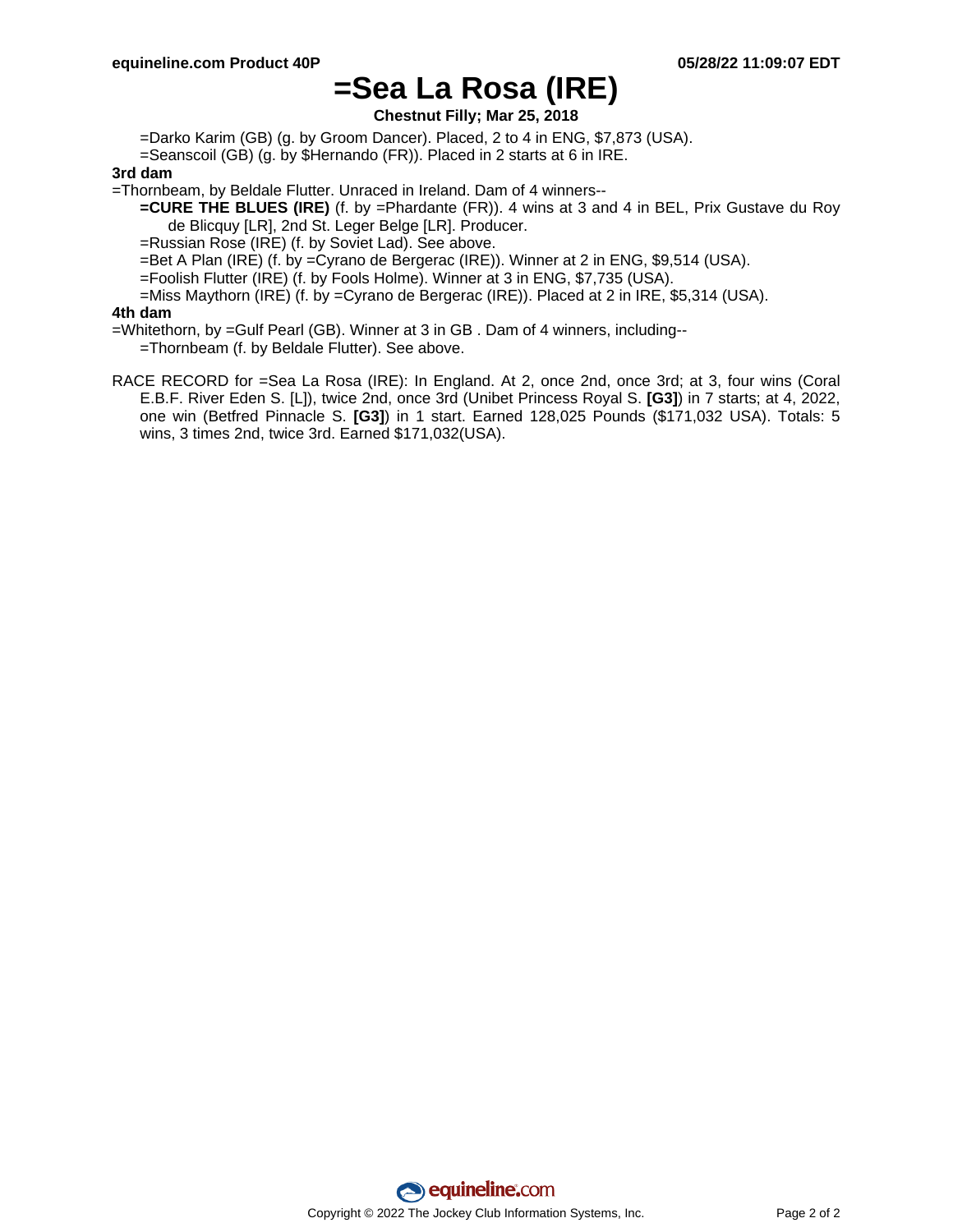# =Sea La Rosa (IRE)

**Chestnut Filly; Mar 25, 2018**

=Darko Karim (GB) (g. by Groom Dancer). Placed, 2 to 4 in ENG, $7,873 (USA).

=Seanscoil (GB) (g. by $Hernando (FR)). Placed in 2 starts at 6 in IRE.

**3rd dam**

=Thornbeam, by Beldale Flutter. Unraced in Ireland. Dam of 4 winners--

**=CURE THE BLUES (IRE)** (f. by =Phardante (FR)). 4 wins at 3 and 4 in BEL, Prix Gustave du Roy de Blicquy [LR], 2nd St. Leger Belge [LR]. Producer.

=Russian Rose (IRE) (f. by Soviet Lad). See above.

=Bet A Plan (IRE) (f. by =Cyrano de Bergerac (IRE)). Winner at 2 in ENG, $9,514 (USA).

=Foolish Flutter (IRE) (f. by Fools Holme). Winner at 3 in ENG, $7,735 (USA).

=Miss Maythorn (IRE) (f. by =Cyrano de Bergerac (IRE)). Placed at 2 in IRE, $5,314 (USA).

**4th dam**

=Whitethorn, by =Gulf Pearl (GB). Winner at 3 in GB . Dam of 4 winners, including--

=Thornbeam (f. by Beldale Flutter). See above.

RACE RECORD for =Sea La Rosa (IRE): In England. At 2, once 2nd, once 3rd; at 3, four wins (Coral E.B.F. River Eden S. [L]), twice 2nd, once 3rd (Unibet Princess Royal S. **[G3]**) in 7 starts; at 4, 2022, one win (Betfred Pinnacle S. **[G3]**) in 1 start. Earned 128,025 Pounds ($171,032 USA). Totals: 5 wins, 3 times 2nd, twice 3rd. Earned $171,032(USA).